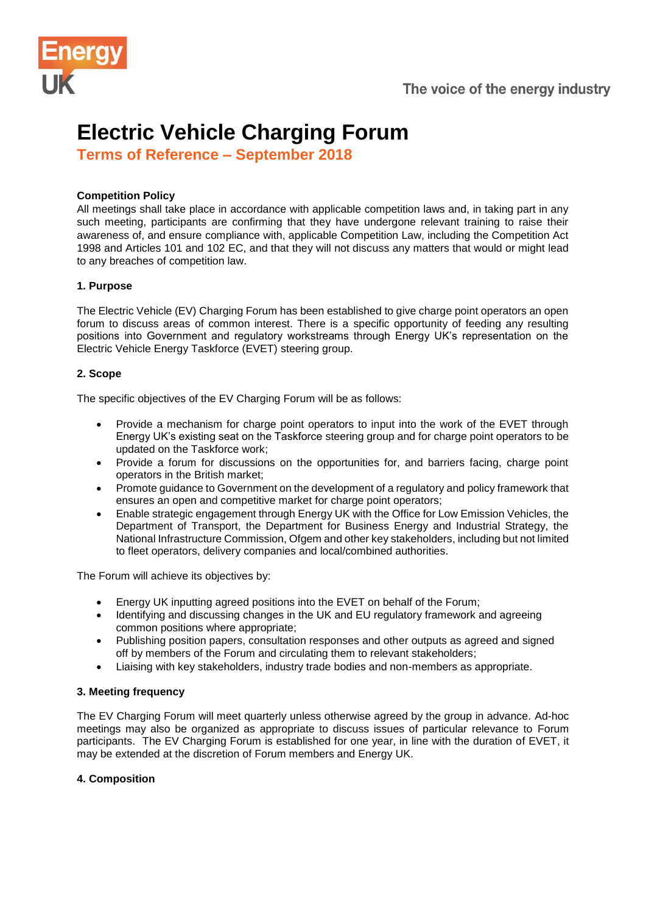# Electric Vehicle Charging Forum

## Terms of Reference – September 2018

**Competition Policy**

All meetings shall take place in accordance with applicable competition laws and, in taking part in any such meeting, participants are confirming that they have undergone relevant training to raise their awareness of, and ensure compliance with, applicable Competition Law, including the Competition Act 1998 and Articles 101 and 102 EC, and that they will not discuss any matters that would or might lead to any breaches of competition law.

**1. Purpose**

The Electric Vehicle (EV) Charging Forum has been established to give charge point operators an open forum to discuss areas of common interest. There is a specific opportunity of feeding any resulting positions into Government and regulatory workstreams through Energy UK's representation on the Electric Vehicle Energy Taskforce (EVET) steering group.

**2. Scope**

The specific objectives of the EV Charging Forum will be as follows:

- Provide a mechanism for charge point operators to input into the work of the EVET through Energy UK's existing seat on the Taskforce steering group and for charge point operators to be updated on the Taskforce work;
- Provide a forum for discussions on the opportunities for, and barriers facing, charge point operators in the British market;
- Promote guidance to Government on the development of a regulatory and policy framework that ensures an open and competitive market for charge point operators;
- Enable strategic engagement through Energy UK with the Office for Low Emission Vehicles, the Department of Transport, the Department for Business Energy and Industrial Strategy, the National Infrastructure Commission, Ofgem and other key stakeholders, including but not limited to fleet operators, delivery companies and local/combined authorities.

The Forum will achieve its objectives by:

- Energy UK inputting agreed positions into the EVET on behalf of the Forum;
- Identifying and discussing changes in the UK and EU regulatory framework and agreeing common positions where appropriate;
- Publishing position papers, consultation responses and other outputs as agreed and signed off by members of the Forum and circulating them to relevant stakeholders;
- Liaising with key stakeholders, industry trade bodies and non-members as appropriate.

**3. Meeting frequency**

The EV Charging Forum will meet quarterly unless otherwise agreed by the group in advance. Ad-hoc meetings may also be organized as appropriate to discuss issues of particular relevance to Forum participants. The EV Charging Forum is established for one year, in line with the duration of EVET, it may be extended at the discretion of Forum members and Energy UK.

**4. Composition**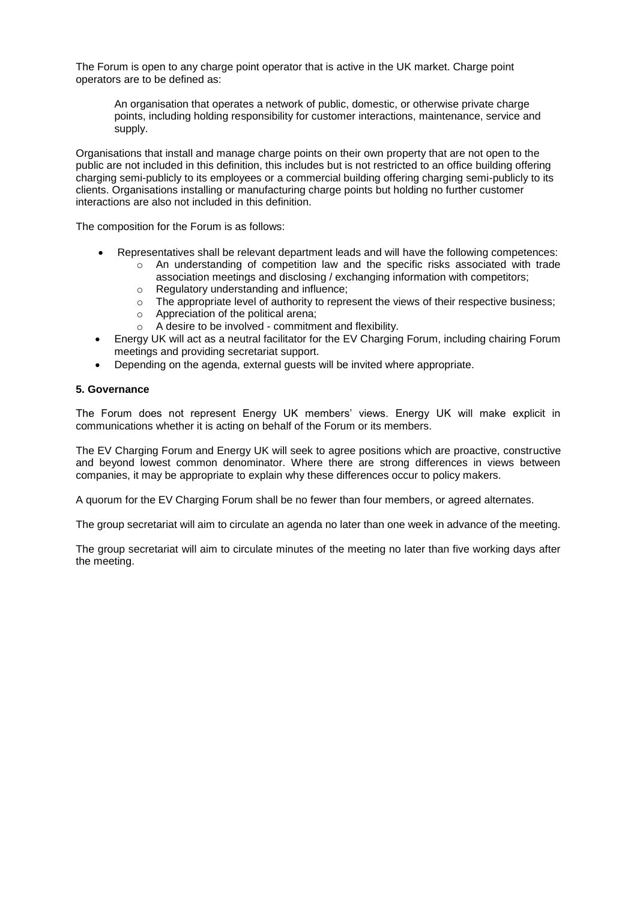The Forum is open to any charge point operator that is active in the UK market. Charge point operators are to be defined as:

> An organisation that operates a network of public, domestic, or otherwise private charge points, including holding responsibility for customer interactions, maintenance, service and supply.

Organisations that install and manage charge points on their own property that are not open to the public are not included in this definition, this includes but is not restricted to an office building offering charging semi-publicly to its employees or a commercial building offering charging semi-publicly to its clients. Organisations installing or manufacturing charge points but holding no further customer interactions are also not included in this definition.

The composition for the Forum is as follows:

- Representatives shall be relevant department leads and will have the following competences:
  - An understanding of competition law and the specific risks associated with trade association meetings and disclosing / exchanging information with competitors;
  - Regulatory understanding and influence;
  - The appropriate level of authority to represent the views of their respective business;
  - Appreciation of the political arena;
  - A desire to be involved - commitment and flexibility.
- Energy UK will act as a neutral facilitator for the EV Charging Forum, including chairing Forum meetings and providing secretariat support.
- Depending on the agenda, external guests will be invited where appropriate.

**5. Governance**

The Forum does not represent Energy UK members' views. Energy UK will make explicit in communications whether it is acting on behalf of the Forum or its members.

The EV Charging Forum and Energy UK will seek to agree positions which are proactive, constructive and beyond lowest common denominator. Where there are strong differences in views between companies, it may be appropriate to explain why these differences occur to policy makers.

A quorum for the EV Charging Forum shall be no fewer than four members, or agreed alternates.

The group secretariat will aim to circulate an agenda no later than one week in advance of the meeting.

The group secretariat will aim to circulate minutes of the meeting no later than five working days after the meeting.